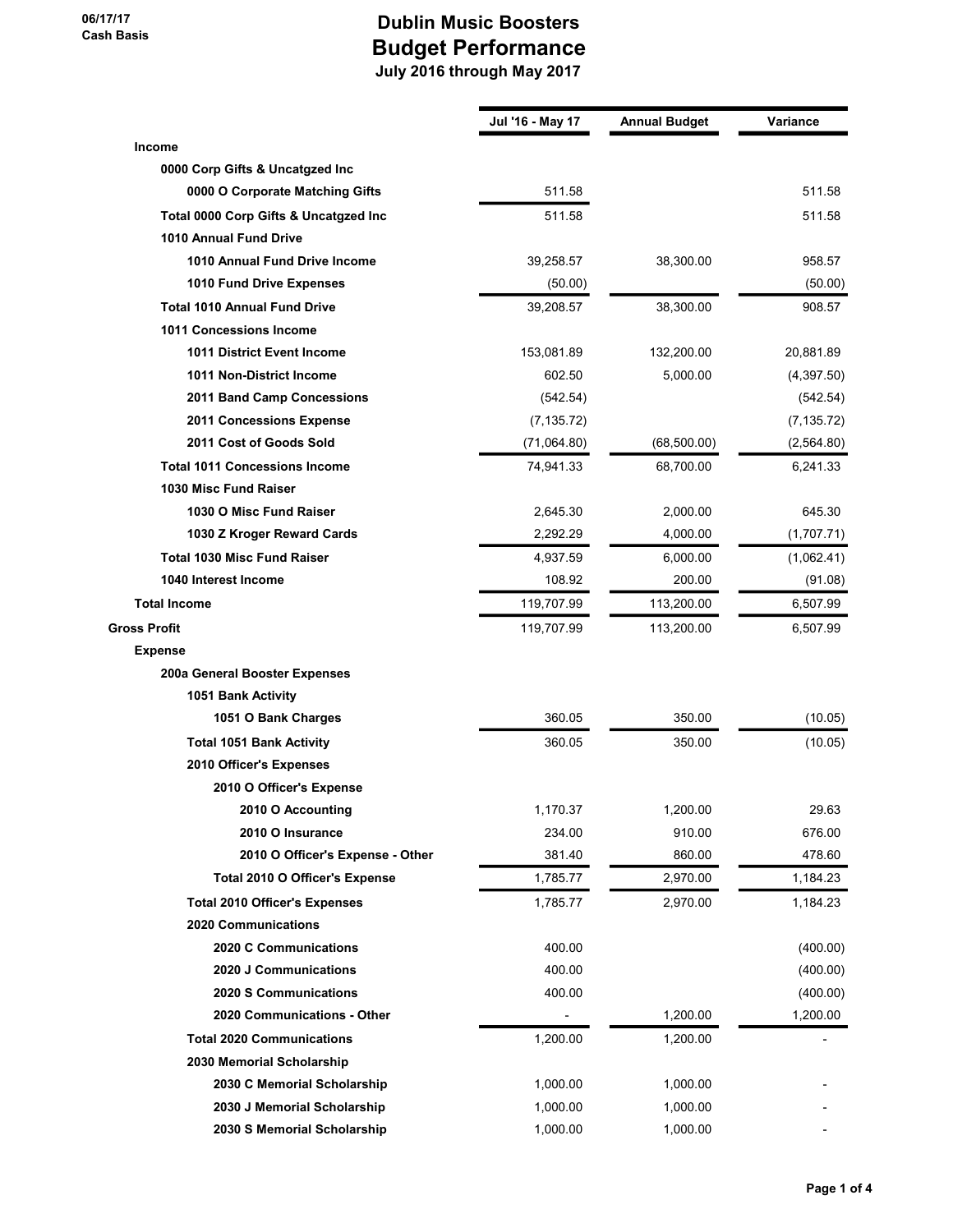06/17/17
Cash Basis

# Dublin Music Boosters
## Budget Performance
### July 2016 through May 2017

| | Jul '16 - May 17 | Annual Budget | Variance |
|---|---|---|---|
| **Income** | | | |
| **0000 Corp Gifts & Uncatgzed Inc** | | | |
| **0000 O Corporate Matching Gifts** | 511.58 | | 511.58 |
| **Total 0000 Corp Gifts & Uncatgzed Inc** | 511.58 | | 511.58 |
| **1010 Annual Fund Drive** | | | |
| **1010 Annual Fund Drive Income** | 39,258.57 | 38,300.00 | 958.57 |
| **1010 Fund Drive Expenses** | (50.00) | | (50.00) |
| **Total 1010 Annual Fund Drive** | 39,208.57 | 38,300.00 | 908.57 |
| **1011 Concessions Income** | | | |
| **1011 District Event Income** | 153,081.89 | 132,200.00 | 20,881.89 |
| **1011 Non-District Income** | 602.50 | 5,000.00 | (4,397.50) |
| **2011 Band Camp Concessions** | (542.54) | | (542.54) |
| **2011 Concessions Expense** | (7,135.72) | | (7,135.72) |
| **2011 Cost of Goods Sold** | (71,064.80) | (68,500.00) | (2,564.80) |
| **Total 1011 Concessions Income** | 74,941.33 | 68,700.00 | 6,241.33 |
| **1030 Misc Fund Raiser** | | | |
| **1030 O Misc Fund Raiser** | 2,645.30 | 2,000.00 | 645.30 |
| **1030 Z Kroger Reward Cards** | 2,292.29 | 4,000.00 | (1,707.71) |
| **Total 1030 Misc Fund Raiser** | 4,937.59 | 6,000.00 | (1,062.41) |
| **1040 Interest Income** | 108.92 | 200.00 | (91.08) |
| **Total Income** | 119,707.99 | 113,200.00 | 6,507.99 |
| **Gross Profit** | 119,707.99 | 113,200.00 | 6,507.99 |
| **Expense** | | | |
| **200a General Booster Expenses** | | | |
| **1051 Bank Activity** | | | |
| **1051 O Bank Charges** | 360.05 | 350.00 | (10.05) |
| **Total 1051 Bank Activity** | 360.05 | 350.00 | (10.05) |
| **2010 Officer's Expenses** | | | |
| **2010 O Officer's Expense** | | | |
| **2010 O Accounting** | 1,170.37 | 1,200.00 | 29.63 |
| **2010 O Insurance** | 234.00 | 910.00 | 676.00 |
| **2010 O Officer's Expense - Other** | 381.40 | 860.00 | 478.60 |
| **Total 2010 O Officer's Expense** | 1,785.77 | 2,970.00 | 1,184.23 |
| **Total 2010 Officer's Expenses** | 1,785.77 | 2,970.00 | 1,184.23 |
| **2020 Communications** | | | |
| **2020 C Communications** | 400.00 | | (400.00) |
| **2020 J Communications** | 400.00 | | (400.00) |
| **2020 S Communications** | 400.00 | | (400.00) |
| **2020 Communications - Other** | - | 1,200.00 | 1,200.00 |
| **Total 2020 Communications** | 1,200.00 | 1,200.00 | - |
| **2030 Memorial Scholarship** | | | |
| **2030 C Memorial Scholarship** | 1,000.00 | 1,000.00 | - |
| **2030 J Memorial Scholarship** | 1,000.00 | 1,000.00 | - |
| **2030 S Memorial Scholarship** | 1,000.00 | 1,000.00 | - |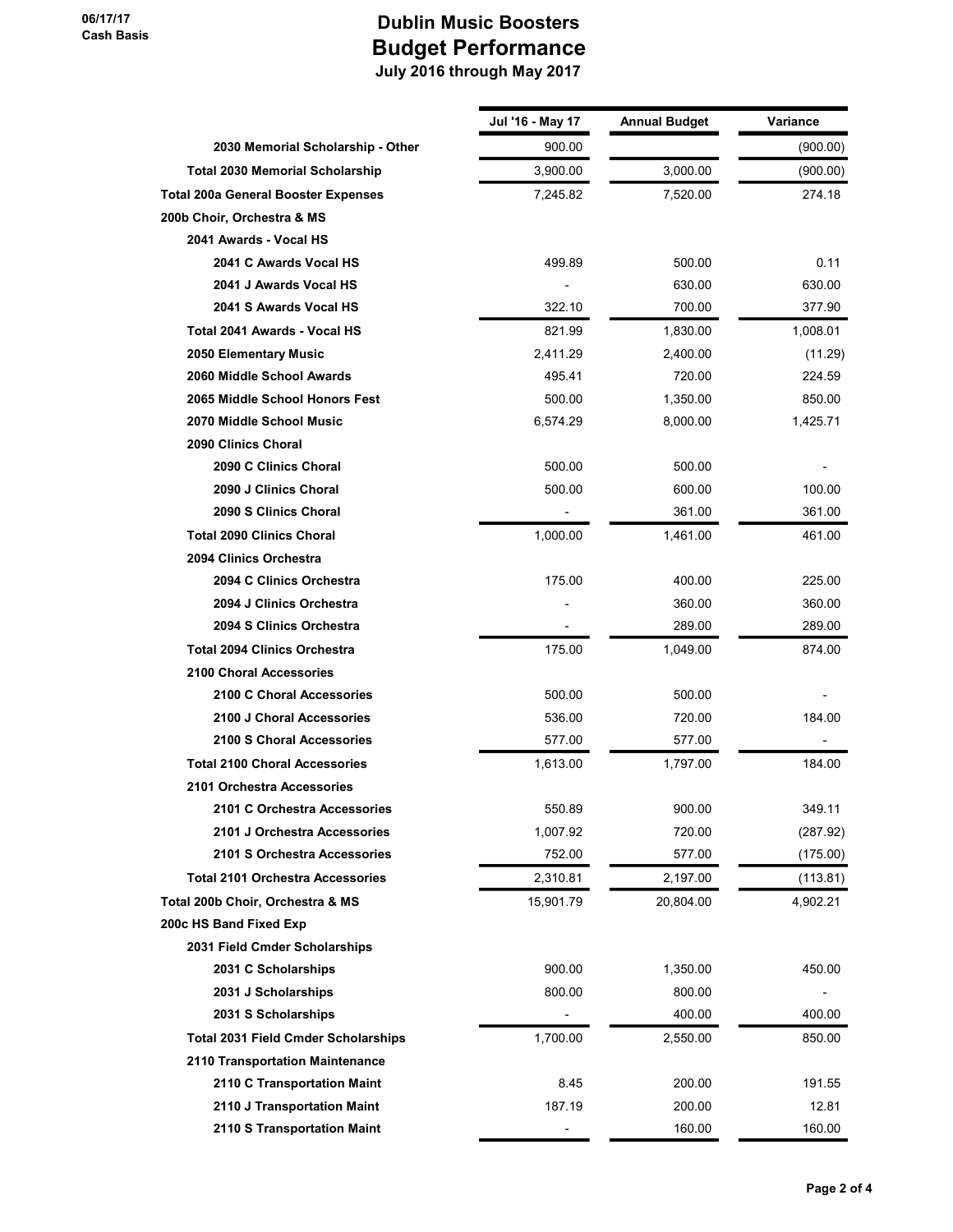**06/17/17**
**Cash Basis**

# Dublin Music Boosters
## Budget Performance
### July 2016 through May 2017

| | Jul '16 - May 17 | Annual Budget | Variance |
|---|---|---|---|
| 2030 Memorial Scholarship - Other | 900.00 | | (900.00) |
| Total 2030 Memorial Scholarship | 3,900.00 | 3,000.00 | (900.00) |
| Total 200a General Booster Expenses | 7,245.82 | 7,520.00 | 274.18 |
| 200b Choir, Orchestra & MS | | | |
| 2041 Awards - Vocal HS | | | |
| 2041 C Awards Vocal HS | 499.89 | 500.00 | 0.11 |
| 2041 J Awards Vocal HS | - | 630.00 | 630.00 |
| 2041 S Awards Vocal HS | 322.10 | 700.00 | 377.90 |
| Total 2041 Awards - Vocal HS | 821.99 | 1,830.00 | 1,008.01 |
| 2050 Elementary Music | 2,411.29 | 2,400.00 | (11.29) |
| 2060 Middle School Awards | 495.41 | 720.00 | 224.59 |
| 2065 Middle School Honors Fest | 500.00 | 1,350.00 | 850.00 |
| 2070 Middle School Music | 6,574.29 | 8,000.00 | 1,425.71 |
| 2090 Clinics Choral | | | |
| 2090 C Clinics Choral | 500.00 | 500.00 | - |
| 2090 J Clinics Choral | 500.00 | 600.00 | 100.00 |
| 2090 S Clinics Choral | - | 361.00 | 361.00 |
| Total 2090 Clinics Choral | 1,000.00 | 1,461.00 | 461.00 |
| 2094 Clinics Orchestra | | | |
| 2094 C Clinics Orchestra | 175.00 | 400.00 | 225.00 |
| 2094 J Clinics Orchestra | - | 360.00 | 360.00 |
| 2094 S Clinics Orchestra | - | 289.00 | 289.00 |
| Total 2094 Clinics Orchestra | 175.00 | 1,049.00 | 874.00 |
| 2100 Choral Accessories | | | |
| 2100 C Choral Accessories | 500.00 | 500.00 | - |
| 2100 J Choral Accessories | 536.00 | 720.00 | 184.00 |
| 2100 S Choral Accessories | 577.00 | 577.00 | - |
| Total 2100 Choral Accessories | 1,613.00 | 1,797.00 | 184.00 |
| 2101 Orchestra Accessories | | | |
| 2101 C Orchestra Accessories | 550.89 | 900.00 | 349.11 |
| 2101 J Orchestra Accessories | 1,007.92 | 720.00 | (287.92) |
| 2101 S Orchestra Accessories | 752.00 | 577.00 | (175.00) |
| Total 2101 Orchestra Accessories | 2,310.81 | 2,197.00 | (113.81) |
| Total 200b Choir, Orchestra & MS | 15,901.79 | 20,804.00 | 4,902.21 |
| 200c HS Band Fixed Exp | | | |
| 2031 Field Cmder Scholarships | | | |
| 2031 C Scholarships | 900.00 | 1,350.00 | 450.00 |
| 2031 J Scholarships | 800.00 | 800.00 | - |
| 2031 S Scholarships | - | 400.00 | 400.00 |
| Total 2031 Field Cmder Scholarships | 1,700.00 | 2,550.00 | 850.00 |
| 2110 Transportation Maintenance | | | |
| 2110 C Transportation Maint | 8.45 | 200.00 | 191.55 |
| 2110 J Transportation Maint | 187.19 | 200.00 | 12.81 |
| 2110 S Transportation Maint | - | 160.00 | 160.00 |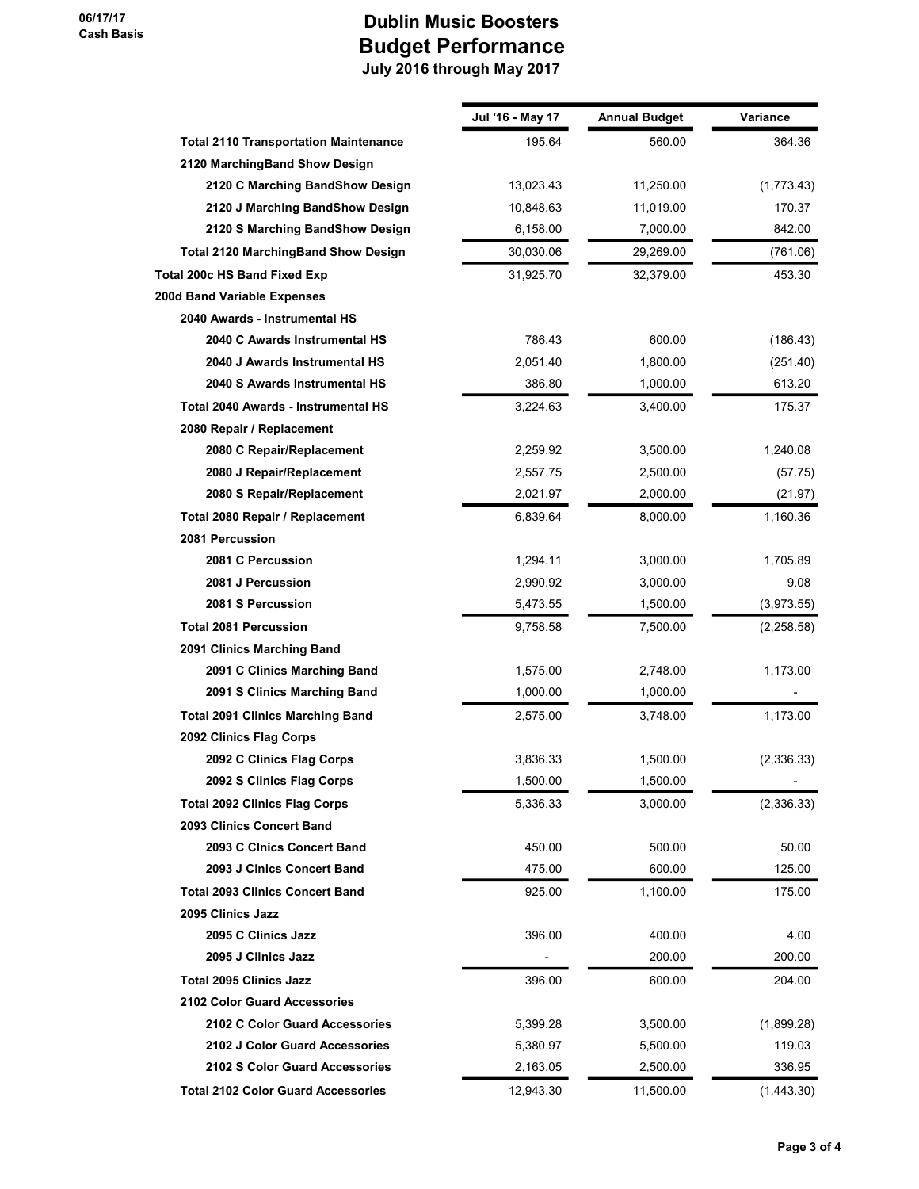# Dublin Music Boosters
## Budget Performance
### July 2016 through May 2017

06/17/17
Cash Basis

| | Jul '16 - May 17 | Annual Budget | Variance |
|---|---|---|---|
| **Total 2110 Transportation Maintenance** | 195.64 | 560.00 | 364.36 |
| **2120 MarchingBand Show Design** | | | |
| **2120 C Marching BandShow Design** | 13,023.43 | 11,250.00 | (1,773.43) |
| **2120 J Marching BandShow Design** | 10,848.63 | 11,019.00 | 170.37 |
| **2120 S Marching BandShow Design** | 6,158.00 | 7,000.00 | 842.00 |
| **Total 2120 MarchingBand Show Design** | 30,030.06 | 29,269.00 | (761.06) |
| **Total 200c HS Band Fixed Exp** | 31,925.70 | 32,379.00 | 453.30 |
| **200d Band Variable Expenses** | | | |
| **2040 Awards - Instrumental HS** | | | |
| **2040 C Awards Instrumental HS** | 786.43 | 600.00 | (186.43) |
| **2040 J Awards Instrumental HS** | 2,051.40 | 1,800.00 | (251.40) |
| **2040 S Awards Instrumental HS** | 386.80 | 1,000.00 | 613.20 |
| **Total 2040 Awards - Instrumental HS** | 3,224.63 | 3,400.00 | 175.37 |
| **2080 Repair / Replacement** | | | |
| **2080 C Repair/Replacement** | 2,259.92 | 3,500.00 | 1,240.08 |
| **2080 J Repair/Replacement** | 2,557.75 | 2,500.00 | (57.75) |
| **2080 S Repair/Replacement** | 2,021.97 | 2,000.00 | (21.97) |
| **Total 2080 Repair / Replacement** | 6,839.64 | 8,000.00 | 1,160.36 |
| **2081 Percussion** | | | |
| **2081 C Percussion** | 1,294.11 | 3,000.00 | 1,705.89 |
| **2081 J Percussion** | 2,990.92 | 3,000.00 | 9.08 |
| **2081 S Percussion** | 5,473.55 | 1,500.00 | (3,973.55) |
| **Total 2081 Percussion** | 9,758.58 | 7,500.00 | (2,258.58) |
| **2091 Clinics Marching Band** | | | |
| **2091 C Clinics Marching Band** | 1,575.00 | 2,748.00 | 1,173.00 |
| **2091 S Clinics Marching Band** | 1,000.00 | 1,000.00 | - |
| **Total 2091 Clinics Marching Band** | 2,575.00 | 3,748.00 | 1,173.00 |
| **2092 Clinics Flag Corps** | | | |
| **2092 C Clinics Flag Corps** | 3,836.33 | 1,500.00 | (2,336.33) |
| **2092 S Clinics Flag Corps** | 1,500.00 | 1,500.00 | - |
| **Total 2092 Clinics Flag Corps** | 5,336.33 | 3,000.00 | (2,336.33) |
| **2093 Clinics Concert Band** | | | |
| **2093 C Clnics Concert Band** | 450.00 | 500.00 | 50.00 |
| **2093 J Clnics Concert Band** | 475.00 | 600.00 | 125.00 |
| **Total 2093 Clinics Concert Band** | 925.00 | 1,100.00 | 175.00 |
| **2095 Clinics Jazz** | | | |
| **2095 C Clinics Jazz** | 396.00 | 400.00 | 4.00 |
| **2095 J Clinics Jazz** | - | 200.00 | 200.00 |
| **Total 2095 Clinics Jazz** | 396.00 | 600.00 | 204.00 |
| **2102 Color Guard Accessories** | | | |
| **2102 C Color Guard Accessories** | 5,399.28 | 3,500.00 | (1,899.28) |
| **2102 J Color Guard Accessories** | 5,380.97 | 5,500.00 | 119.03 |
| **2102 S Color Guard Accessories** | 2,163.05 | 2,500.00 | 336.95 |
| **Total 2102 Color Guard Accessories** | 12,943.30 | 11,500.00 | (1,443.30) |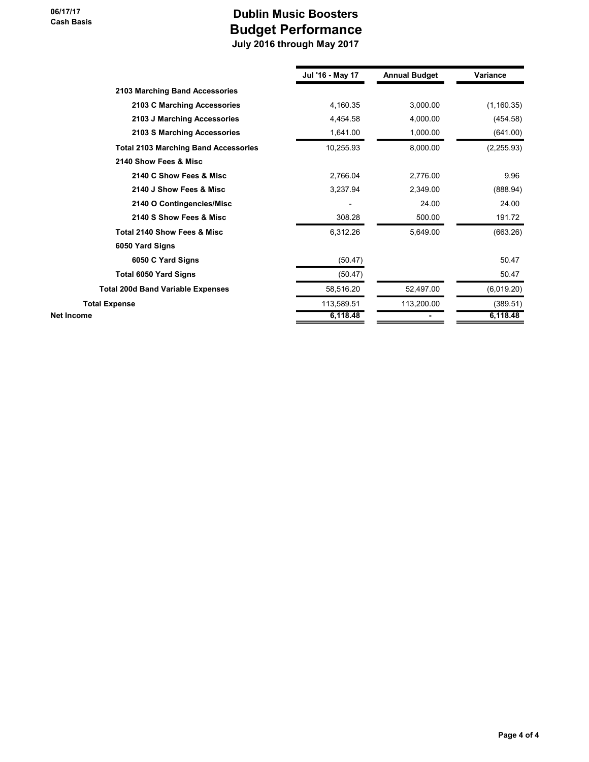# Dublin Music Boosters

## Budget Performance

### July 2016 through May 2017

06/17/17
Cash Basis

| | Jul '16 - May 17 | Annual Budget | Variance |
|---|---|---|---|
| **2103 Marching Band Accessories** | | | |
| **2103 C Marching Accessories** | 4,160.35 | 3,000.00 | (1,160.35) |
| **2103 J Marching Accessories** | 4,454.58 | 4,000.00 | (454.58) |
| **2103 S Marching Accessories** | 1,641.00 | 1,000.00 | (641.00) |
| **Total 2103 Marching Band Accessories** | 10,255.93 | 8,000.00 | (2,255.93) |
| **2140 Show Fees & Misc** | | | |
| **2140 C Show Fees & Misc** | 2,766.04 | 2,776.00 | 9.96 |
| **2140 J Show Fees & Misc** | 3,237.94 | 2,349.00 | (888.94) |
| **2140 O Contingencies/Misc** | - | 24.00 | 24.00 |
| **2140 S Show Fees & Misc** | 308.28 | 500.00 | 191.72 |
| **Total 2140 Show Fees & Misc** | 6,312.26 | 5,649.00 | (663.26) |
| **6050 Yard Signs** | | | |
| **6050 C Yard Signs** | (50.47) | | 50.47 |
| **Total 6050 Yard Signs** | (50.47) | | 50.47 |
| **Total 200d Band Variable Expenses** | 58,516.20 | 52,497.00 | (6,019.20) |
| **Total Expense** | 113,589.51 | 113,200.00 | (389.51) |
| **Net Income** | 6,118.48 | - | 6,118.48 |